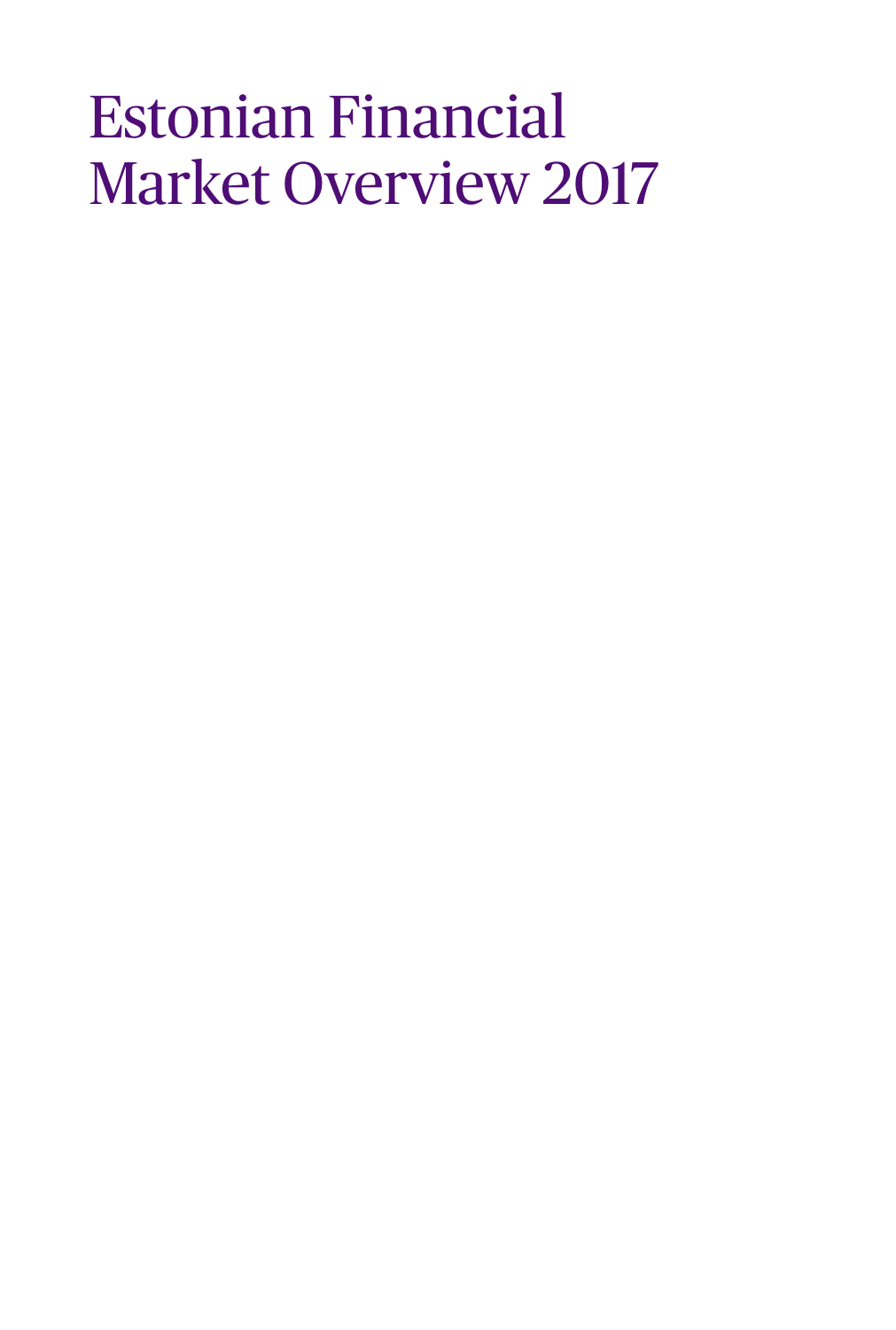# Estonian Financial Market Overview 2017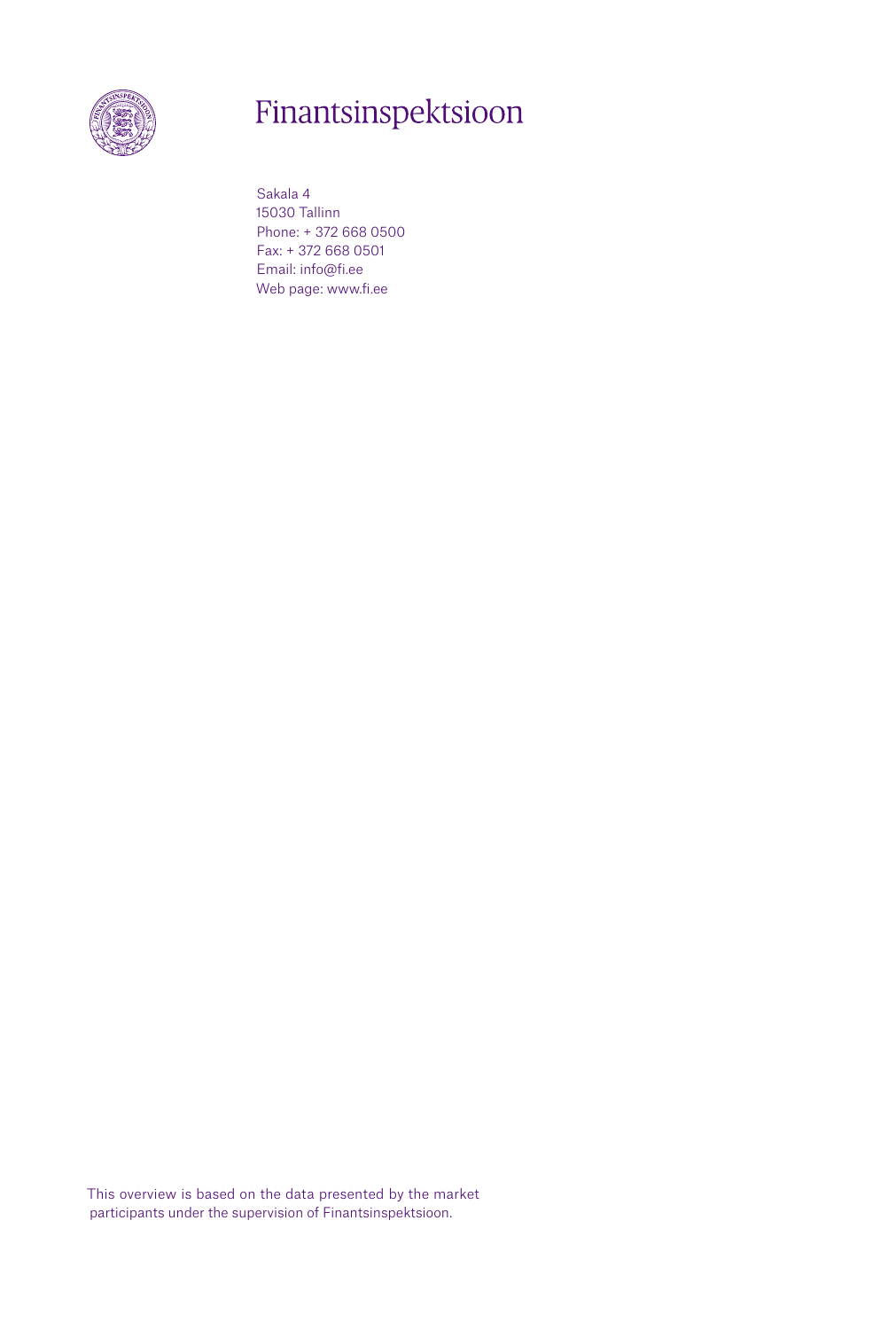# Finantsinspektsioon

Sakala 4
15030 Tallinn
Phone: + 372 668 0500
Fax: + 372 668 0501
Email: info@fi.ee
Web page: www.fi.ee

This overview is based on the data presented by the market participants under the supervision of Finantsinspektsioon.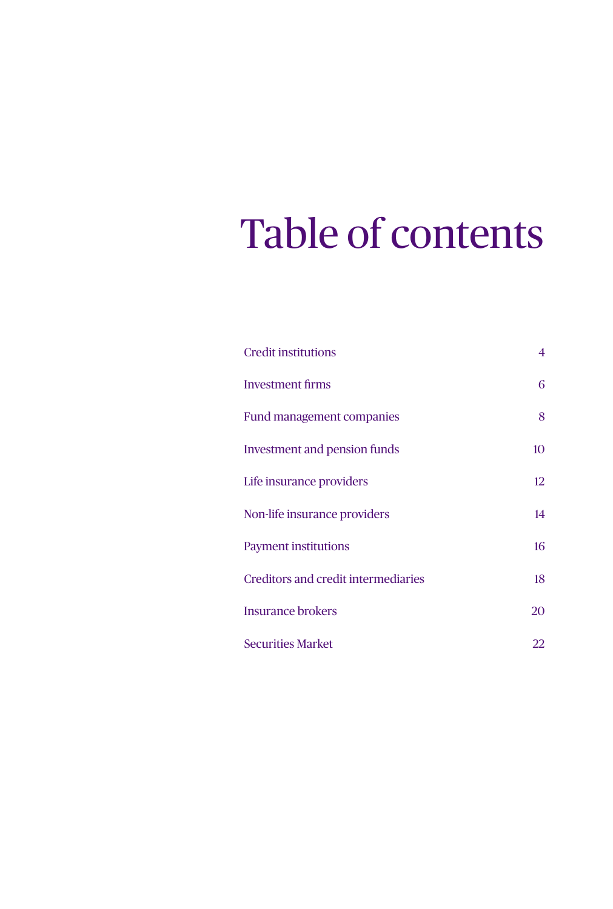# Table of contents

| | |
|---|---|
| Credit institutions | 4 |
| Investment firms | 6 |
| Fund management companies | 8 |
| Investment and pension funds | 10 |
| Life insurance providers | 12 |
| Non-life insurance providers | 14 |
| Payment institutions | 16 |
| Creditors and credit intermediaries | 18 |
| Insurance brokers | 20 |
| Securities Market | 22 |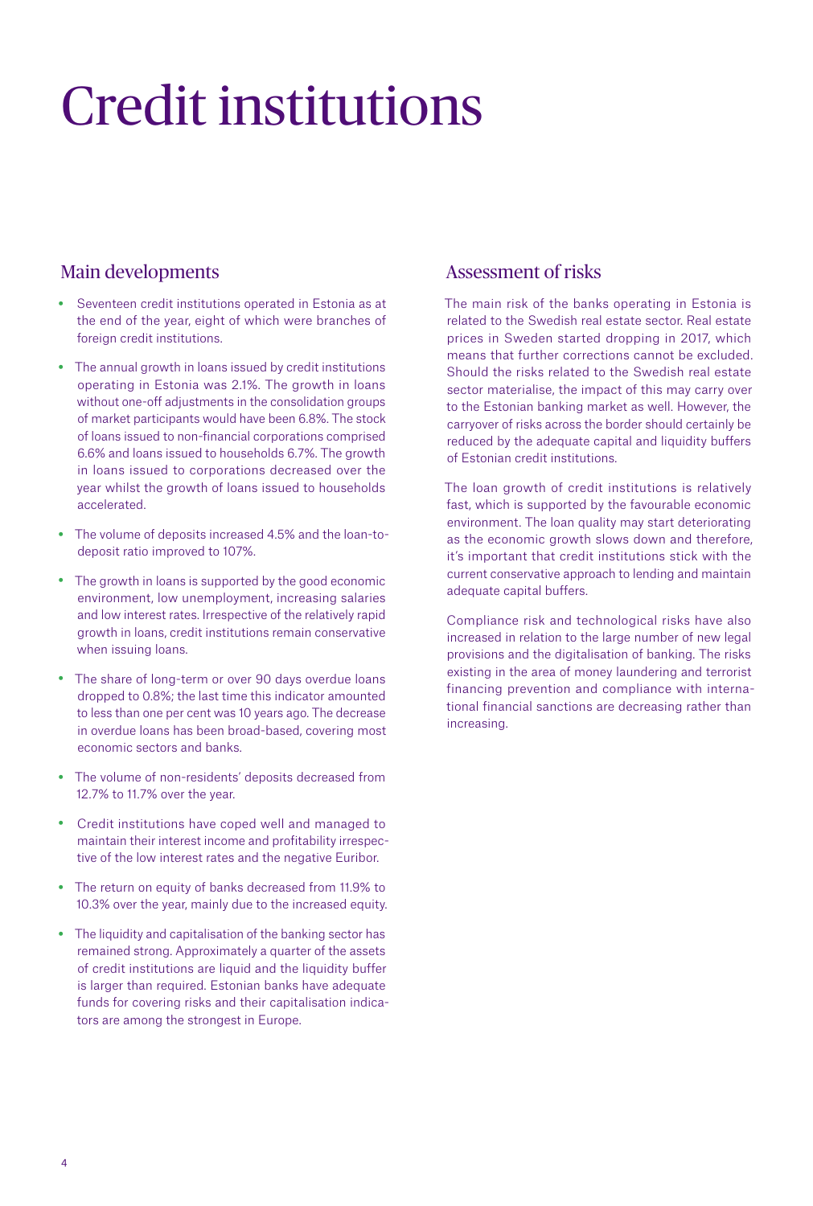# Credit institutions

## Main developments

- Seventeen credit institutions operated in Estonia as at the end of the year, eight of which were branches of foreign credit institutions.
- The annual growth in loans issued by credit institutions operating in Estonia was 2.1%. The growth in loans without one-off adjustments in the consolidation groups of market participants would have been 6.8%. The stock of loans issued to non-financial corporations comprised 6.6% and loans issued to households 6.7%. The growth in loans issued to corporations decreased over the year whilst the growth of loans issued to households accelerated.
- The volume of deposits increased 4.5% and the loan-to-deposit ratio improved to 107%.
- The growth in loans is supported by the good economic environment, low unemployment, increasing salaries and low interest rates. Irrespective of the relatively rapid growth in loans, credit institutions remain conservative when issuing loans.
- The share of long-term or over 90 days overdue loans dropped to 0.8%; the last time this indicator amounted to less than one per cent was 10 years ago. The decrease in overdue loans has been broad-based, covering most economic sectors and banks.
- The volume of non-residents' deposits decreased from 12.7% to 11.7% over the year.
- Credit institutions have coped well and managed to maintain their interest income and profitability irrespective of the low interest rates and the negative Euribor.
- The return on equity of banks decreased from 11.9% to 10.3% over the year, mainly due to the increased equity.
- The liquidity and capitalisation of the banking sector has remained strong. Approximately a quarter of the assets of credit institutions are liquid and the liquidity buffer is larger than required. Estonian banks have adequate funds for covering risks and their capitalisation indicators are among the strongest in Europe.

## Assessment of risks

The main risk of the banks operating in Estonia is related to the Swedish real estate sector. Real estate prices in Sweden started dropping in 2017, which means that further corrections cannot be excluded. Should the risks related to the Swedish real estate sector materialise, the impact of this may carry over to the Estonian banking market as well. However, the carryover of risks across the border should certainly be reduced by the adequate capital and liquidity buffers of Estonian credit institutions.

The loan growth of credit institutions is relatively fast, which is supported by the favourable economic environment. The loan quality may start deteriorating as the economic growth slows down and therefore, it's important that credit institutions stick with the current conservative approach to lending and maintain adequate capital buffers.

Compliance risk and technological risks have also increased in relation to the large number of new legal provisions and the digitalisation of banking. The risks existing in the area of money laundering and terrorist financing prevention and compliance with international financial sanctions are decreasing rather than increasing.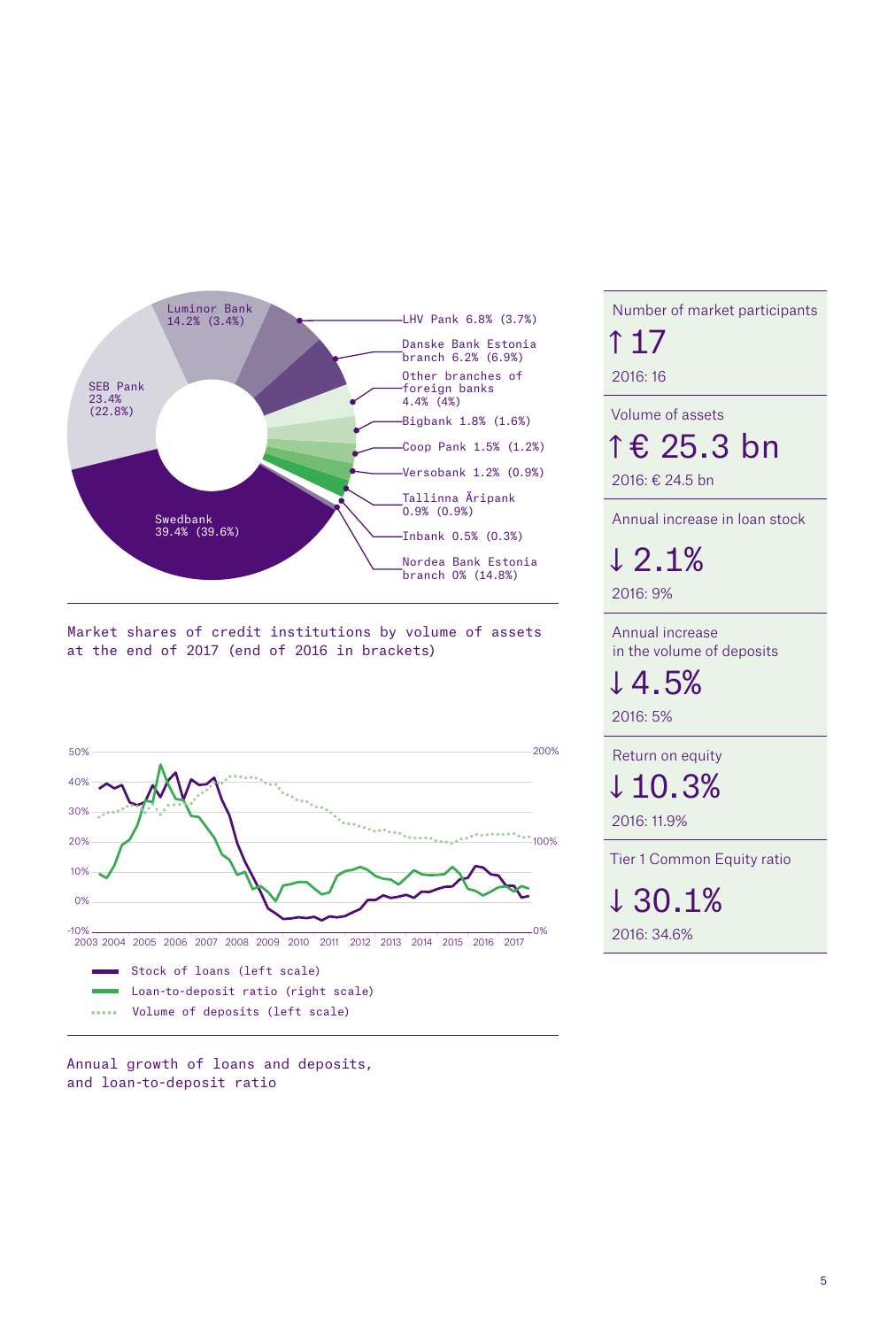Luminor Bank 14.2% (3.4%)

SEB Pank 23.4% (22.8%)

Swedbank 39.4% (39.6%)

LHV Pank 6.8% (3.7%)

Danske Bank Estonia branch 6.2% (6.9%)

Other branches of foreign banks 4.4% (4%)

Bigbank 1.8% (1.6%)

Coop Pank 1.5% (1.2%)

Versobank 1.2% (0.9%)

Tallinna Äripank 0.9% (0.9%)

Inbank 0.5% (0.3%)

Nordea Bank Estonia branch 0% (14.8%)

Market shares of credit institutions by volume of assets at the end of 2017 (end of 2016 in brackets)

50% 40% 30% 20% 10% 0% -10%

200% 100% 0%

2003 2004 2005 2006 2007 2008 2009 2010 2011 2012 2013 2014 2015 2016 2017

- Stock of loans (left scale)
- Loan-to-deposit ratio (right scale)
- Volume of deposits (left scale)

Annual growth of loans and deposits, and loan-to-deposit ratio

Number of market participants

↑ 17

2016: 16

Volume of assets

↑ € 25.3 bn

2016: € 24.5 bn

Annual increase in loan stock

↓ 2.1%

2016: 9%

Annual increase in the volume of deposits

↓ 4.5%

2016: 5%

Return on equity

↓ 10.3%

2016: 11.9%

Tier 1 Common Equity ratio

↓ 30.1%

2016: 34.6%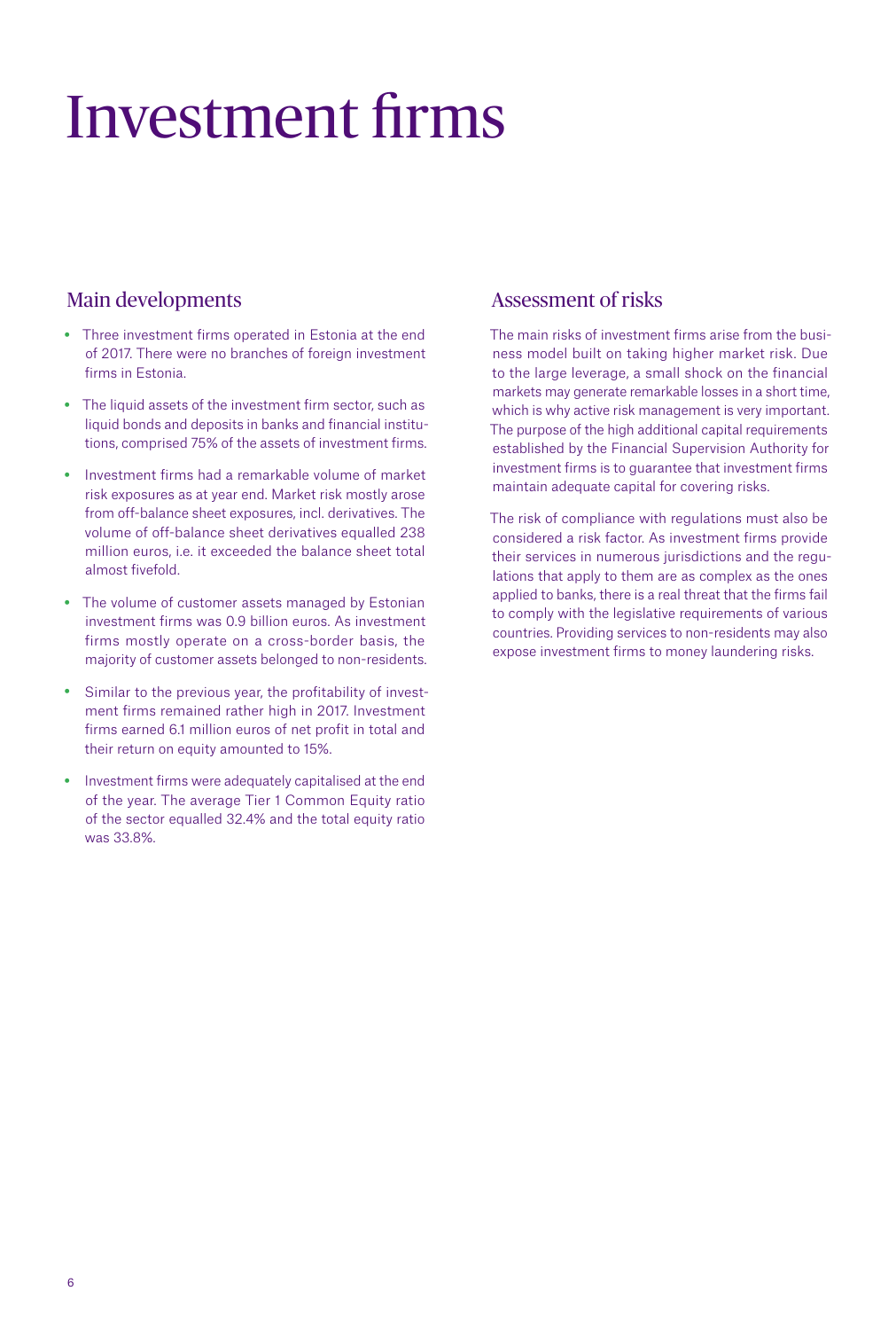# Investment firms

## Main developments

- Three investment firms operated in Estonia at the end of 2017. There were no branches of foreign investment firms in Estonia.
- The liquid assets of the investment firm sector, such as liquid bonds and deposits in banks and financial institutions, comprised 75% of the assets of investment firms.
- Investment firms had a remarkable volume of market risk exposures as at year end. Market risk mostly arose from off-balance sheet exposures, incl. derivatives. The volume of off-balance sheet derivatives equalled 238 million euros, i.e. it exceeded the balance sheet total almost fivefold.
- The volume of customer assets managed by Estonian investment firms was 0.9 billion euros. As investment firms mostly operate on a cross-border basis, the majority of customer assets belonged to non-residents.
- Similar to the previous year, the profitability of investment firms remained rather high in 2017. Investment firms earned 6.1 million euros of net profit in total and their return on equity amounted to 15%.
- Investment firms were adequately capitalised at the end of the year. The average Tier 1 Common Equity ratio of the sector equalled 32.4% and the total equity ratio was 33.8%.

## Assessment of risks

The main risks of investment firms arise from the business model built on taking higher market risk. Due to the large leverage, a small shock on the financial markets may generate remarkable losses in a short time, which is why active risk management is very important. The purpose of the high additional capital requirements established by the Financial Supervision Authority for investment firms is to guarantee that investment firms maintain adequate capital for covering risks.

The risk of compliance with regulations must also be considered a risk factor. As investment firms provide their services in numerous jurisdictions and the regulations that apply to them are as complex as the ones applied to banks, there is a real threat that the firms fail to comply with the legislative requirements of various countries. Providing services to non-residents may also expose investment firms to money laundering risks.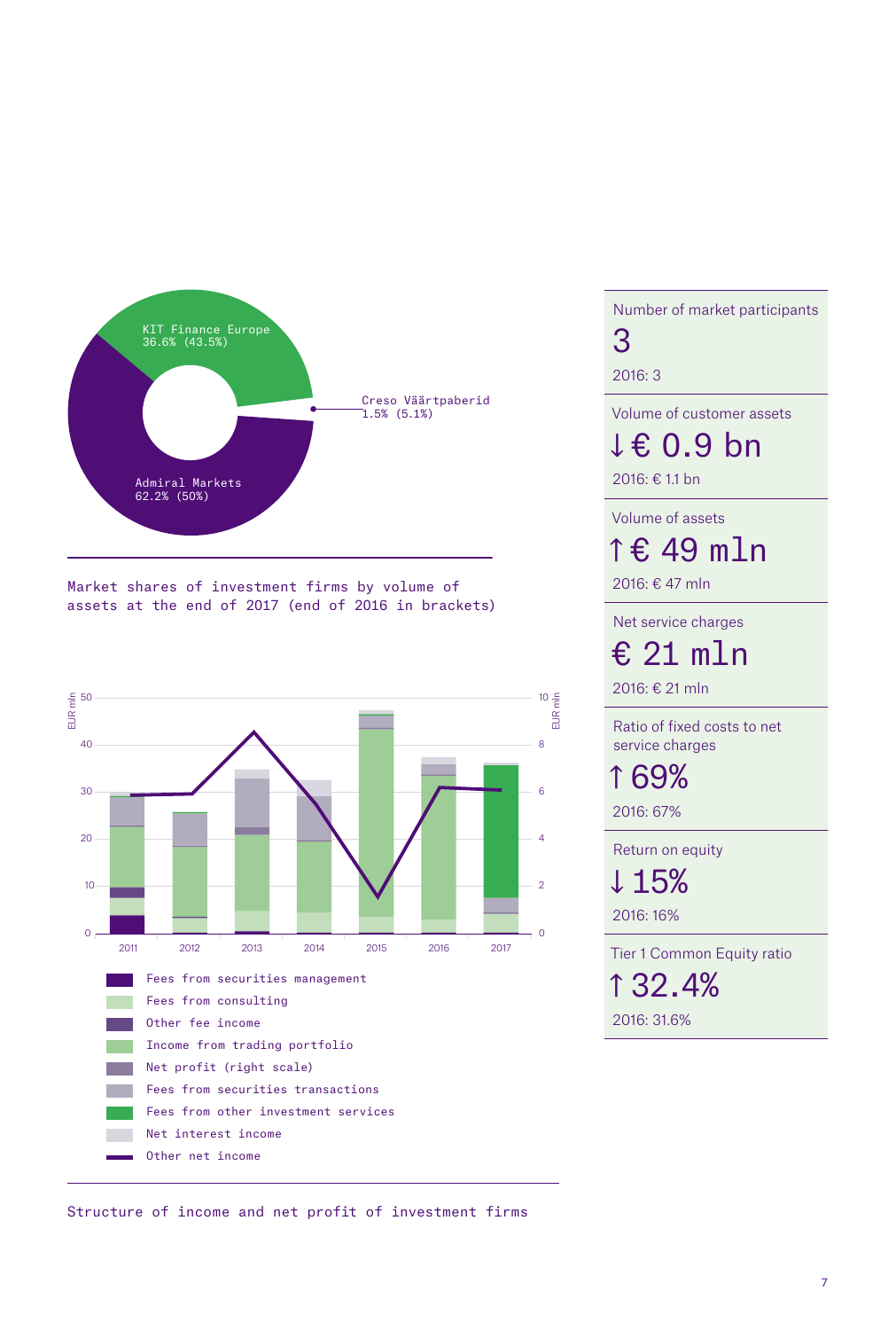KIT Finance Europe 36.6% (43.5%)

Creso Väärtpaberid 1.5% (5.1%)

Admiral Markets 62.2% (50%)

Market shares of investment firms by volume of assets at the end of 2017 (end of 2016 in brackets)

EUR mln

2011 2012 2013 2014 2015 2016 2017

- Fees from securities management
- Fees from consulting
- Other fee income
- Income from trading portfolio
- Net profit (right scale)
- Fees from securities transactions
- Fees from other investment services
- Net interest income
- Other net income

Structure of income and net profit of investment firms

Number of market participants
3
2016: 3

Volume of customer assets
↓ € 0.9 bn
2016: € 1.1 bn

Volume of assets
↑ € 49 mln
2016: € 47 mln

Net service charges
€ 21 mln
2016: € 21 mln

Ratio of fixed costs to net service charges
↑ 69%
2016: 67%

Return on equity
↓ 15%
2016: 16%

Tier 1 Common Equity ratio
↑ 32.4%
2016: 31.6%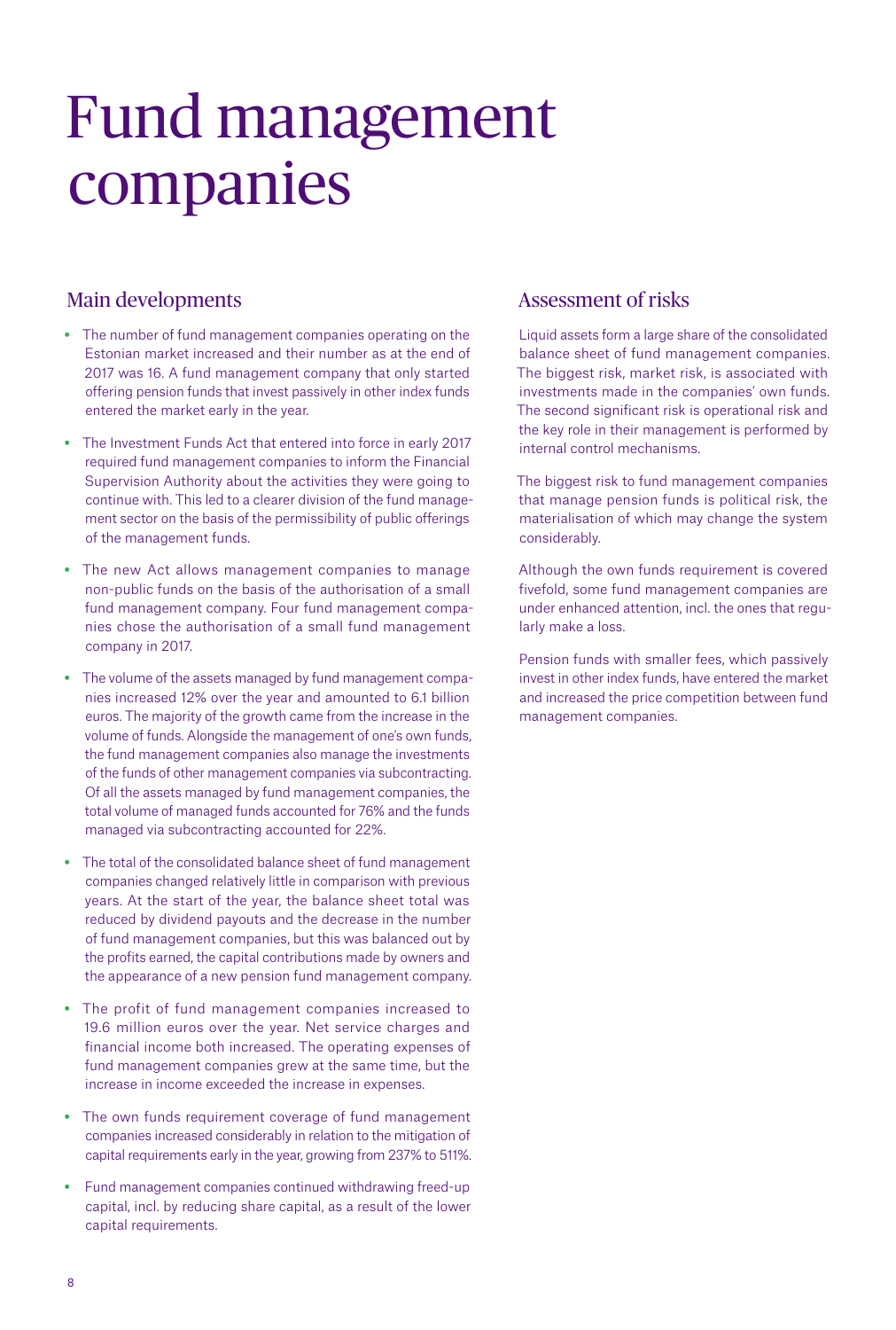# Fund management companies

## Main developments

- The number of fund management companies operating on the Estonian market increased and their number as at the end of 2017 was 16. A fund management company that only started offering pension funds that invest passively in other index funds entered the market early in the year.
- The Investment Funds Act that entered into force in early 2017 required fund management companies to inform the Financial Supervision Authority about the activities they were going to continue with. This led to a clearer division of the fund management sector on the basis of the permissibility of public offerings of the management funds.
- The new Act allows management companies to manage non-public funds on the basis of the authorisation of a small fund management company. Four fund management companies chose the authorisation of a small fund management company in 2017.
- The volume of the assets managed by fund management companies increased 12% over the year and amounted to 6.1 billion euros. The majority of the growth came from the increase in the volume of funds. Alongside the management of one's own funds, the fund management companies also manage the investments of the funds of other management companies via subcontracting. Of all the assets managed by fund management companies, the total volume of managed funds accounted for 76% and the funds managed via subcontracting accounted for 22%.
- The total of the consolidated balance sheet of fund management companies changed relatively little in comparison with previous years. At the start of the year, the balance sheet total was reduced by dividend payouts and the decrease in the number of fund management companies, but this was balanced out by the profits earned, the capital contributions made by owners and the appearance of a new pension fund management company.
- The profit of fund management companies increased to 19.6 million euros over the year. Net service charges and financial income both increased. The operating expenses of fund management companies grew at the same time, but the increase in income exceeded the increase in expenses.
- The own funds requirement coverage of fund management companies increased considerably in relation to the mitigation of capital requirements early in the year, growing from 237% to 511%.
- Fund management companies continued withdrawing freed-up capital, incl. by reducing share capital, as a result of the lower capital requirements.

## Assessment of risks

Liquid assets form a large share of the consolidated balance sheet of fund management companies. The biggest risk, market risk, is associated with investments made in the companies' own funds. The second significant risk is operational risk and the key role in their management is performed by internal control mechanisms.

The biggest risk to fund management companies that manage pension funds is political risk, the materialisation of which may change the system considerably.

Although the own funds requirement is covered fivefold, some fund management companies are under enhanced attention, incl. the ones that regularly make a loss.

Pension funds with smaller fees, which passively invest in other index funds, have entered the market and increased the price competition between fund management companies.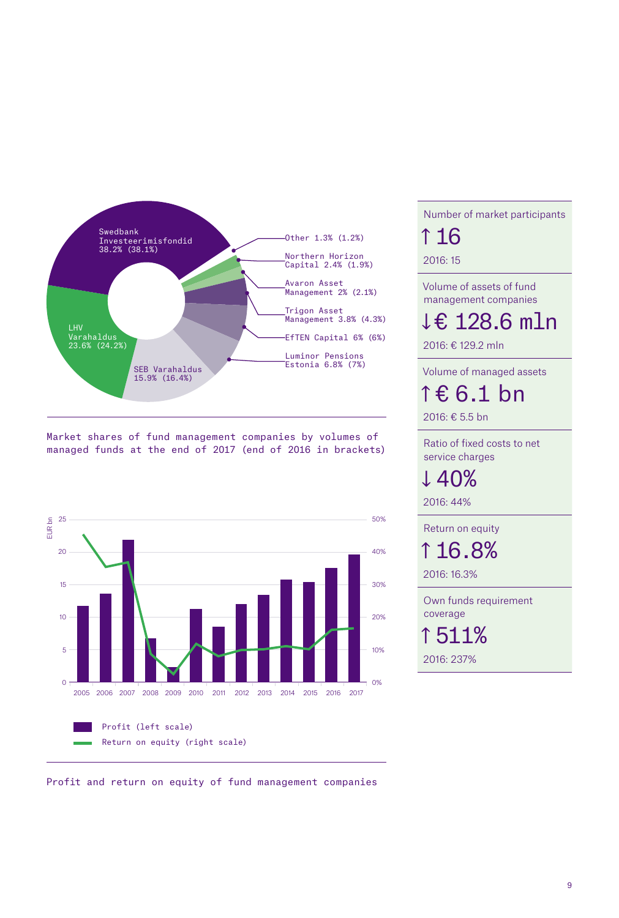Swedbank Investeerimisfondid 38.2% (38.1%)

LHV Varahaldus 23.6% (24.2%)

SEB Varahaldus 15.9% (16.4%)

Other 1.3% (1.2%)

Northern Horizon Capital 2.4% (1.9%)

Avaron Asset Management 2% (2.1%)

Trigon Asset Management 3.8% (4.3%)

EfTEN Capital 6% (6%)

Luminor Pensions Estonia 6.8% (7%)

Market shares of fund management companies by volumes of managed funds at the end of 2017 (end of 2016 in brackets)

Profit (left scale)

Return on equity (right scale)

Profit and return on equity of fund management companies

| Indicator | 2017 | 2016 |
| --- | --- | --- |
| Number of market participants | ↑ 16 | 2016: 15 |
| Volume of assets of fund management companies | ↓ € 128.6 mln | 2016: € 129.2 mln |
| Volume of managed assets | ↑ € 6.1 bn | 2016: € 5.5 bn |
| Ratio of fixed costs to net service charges | ↓ 40% | 2016: 44% |
| Return on equity | ↑ 16.8% | 2016: 16.3% |
| Own funds requirement coverage | ↑ 511% | 2016: 237% |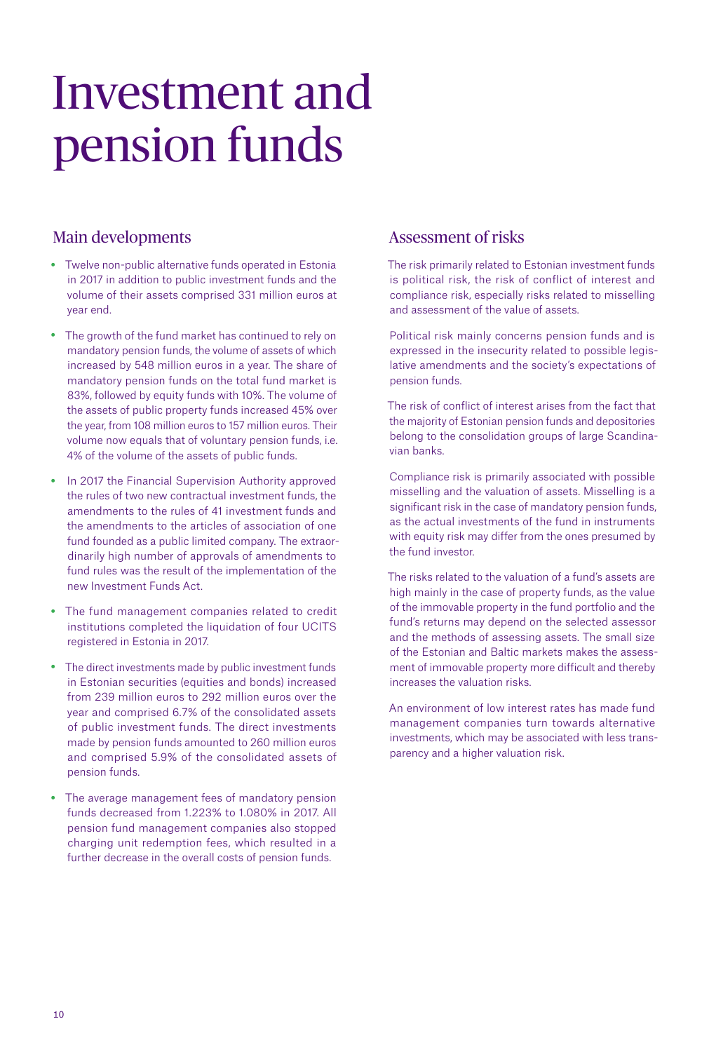# Investment and pension funds

## Main developments

- Twelve non-public alternative funds operated in Estonia in 2017 in addition to public investment funds and the volume of their assets comprised 331 million euros at year end.
- The growth of the fund market has continued to rely on mandatory pension funds, the volume of assets of which increased by 548 million euros in a year. The share of mandatory pension funds on the total fund market is 83%, followed by equity funds with 10%. The volume of the assets of public property funds increased 45% over the year, from 108 million euros to 157 million euros. Their volume now equals that of voluntary pension funds, i.e. 4% of the volume of the assets of public funds.
- In 2017 the Financial Supervision Authority approved the rules of two new contractual investment funds, the amendments to the rules of 41 investment funds and the amendments to the articles of association of one fund founded as a public limited company. The extraordinarily high number of approvals of amendments to fund rules was the result of the implementation of the new Investment Funds Act.
- The fund management companies related to credit institutions completed the liquidation of four UCITS registered in Estonia in 2017.
- The direct investments made by public investment funds in Estonian securities (equities and bonds) increased from 239 million euros to 292 million euros over the year and comprised 6.7% of the consolidated assets of public investment funds. The direct investments made by pension funds amounted to 260 million euros and comprised 5.9% of the consolidated assets of pension funds.
- The average management fees of mandatory pension funds decreased from 1.223% to 1.080% in 2017. All pension fund management companies also stopped charging unit redemption fees, which resulted in a further decrease in the overall costs of pension funds.

## Assessment of risks

The risk primarily related to Estonian investment funds is political risk, the risk of conflict of interest and compliance risk, especially risks related to misselling and assessment of the value of assets.

Political risk mainly concerns pension funds and is expressed in the insecurity related to possible legislative amendments and the society's expectations of pension funds.

The risk of conflict of interest arises from the fact that the majority of Estonian pension funds and depositories belong to the consolidation groups of large Scandinavian banks.

Compliance risk is primarily associated with possible misselling and the valuation of assets. Misselling is a significant risk in the case of mandatory pension funds, as the actual investments of the fund in instruments with equity risk may differ from the ones presumed by the fund investor.

The risks related to the valuation of a fund's assets are high mainly in the case of property funds, as the value of the immovable property in the fund portfolio and the fund's returns may depend on the selected assessor and the methods of assessing assets. The small size of the Estonian and Baltic markets makes the assessment of immovable property more difficult and thereby increases the valuation risks.

An environment of low interest rates has made fund management companies turn towards alternative investments, which may be associated with less transparency and a higher valuation risk.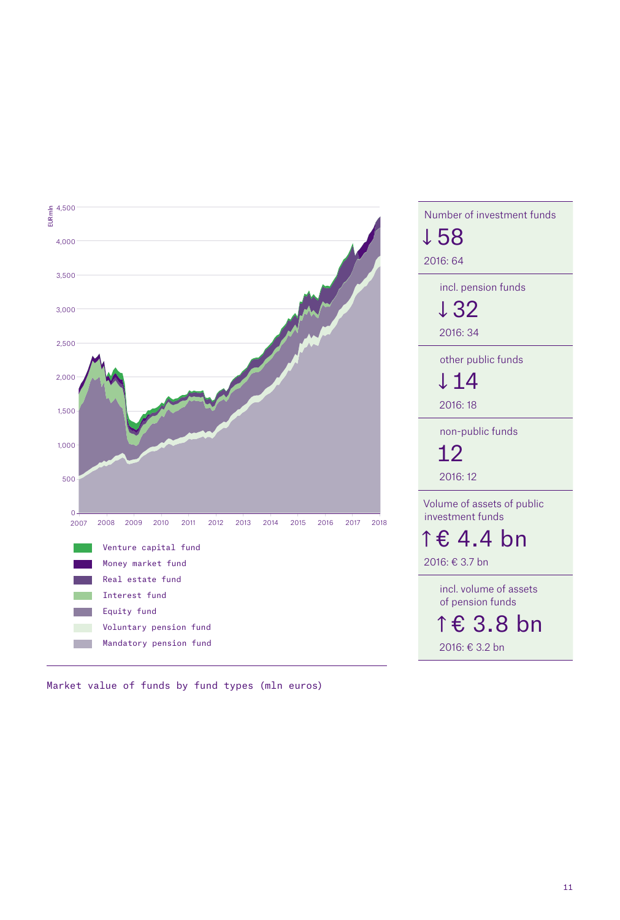Market value of funds by fund types (mln euros)

Number of investment funds

↓ 58

2016: 64

incl. pension funds

↓ 32

2016: 34

other public funds

↓ 14

2016: 18

non-public funds

12

2016: 12

Volume of assets of public investment funds

↑ € 4.4 bn

2016: € 3.7 bn

incl. volume of assets of pension funds

↑ € 3.8 bn

2016: € 3.2 bn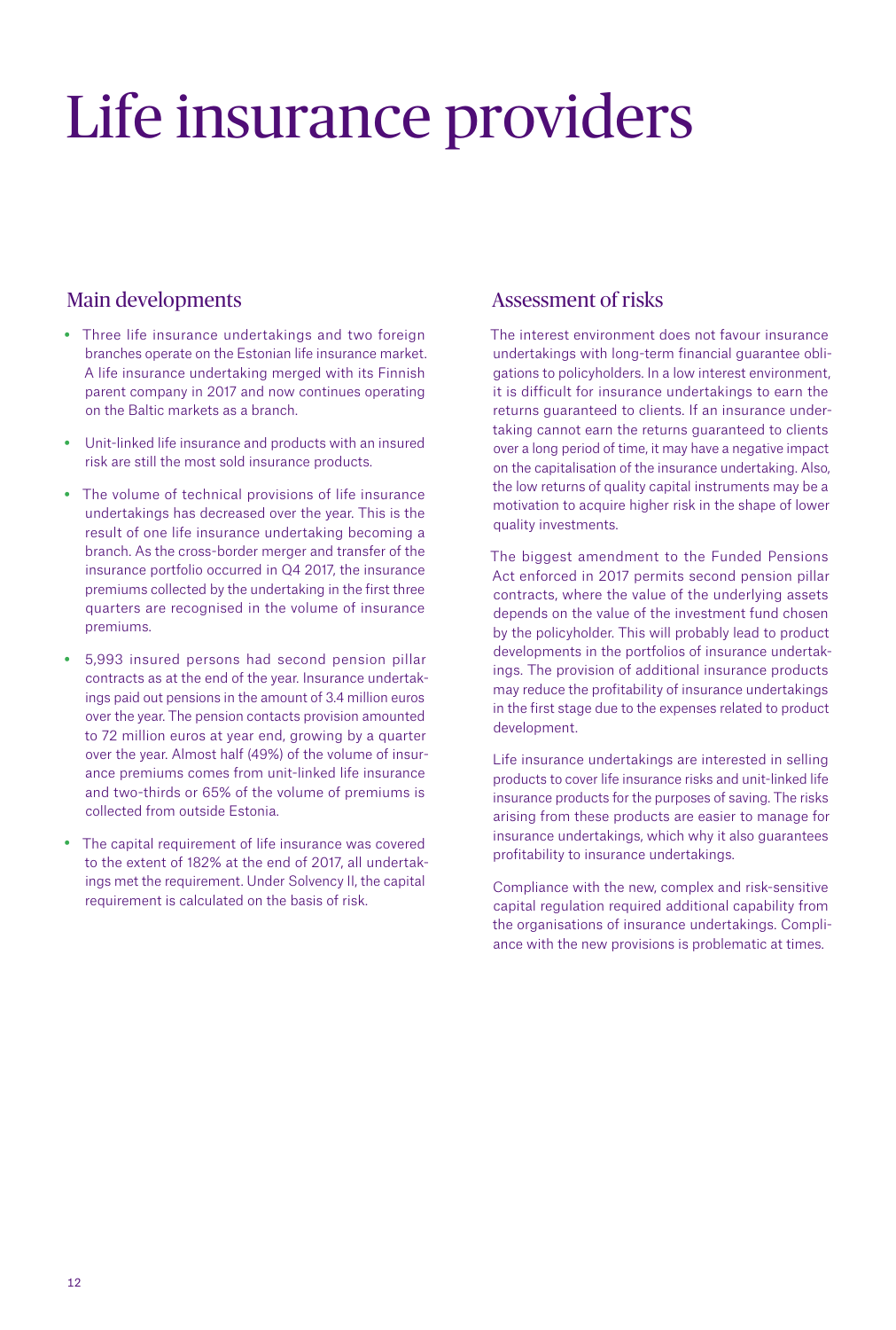# Life insurance providers

## Main developments

- Three life insurance undertakings and two foreign branches operate on the Estonian life insurance market. A life insurance undertaking merged with its Finnish parent company in 2017 and now continues operating on the Baltic markets as a branch.
- Unit-linked life insurance and products with an insured risk are still the most sold insurance products.
- The volume of technical provisions of life insurance undertakings has decreased over the year. This is the result of one life insurance undertaking becoming a branch. As the cross-border merger and transfer of the insurance portfolio occurred in Q4 2017, the insurance premiums collected by the undertaking in the first three quarters are recognised in the volume of insurance premiums.
- 5,993 insured persons had second pension pillar contracts as at the end of the year. Insurance undertakings paid out pensions in the amount of 3.4 million euros over the year. The pension contacts provision amounted to 72 million euros at year end, growing by a quarter over the year. Almost half (49%) of the volume of insurance premiums comes from unit-linked life insurance and two-thirds or 65% of the volume of premiums is collected from outside Estonia.
- The capital requirement of life insurance was covered to the extent of 182% at the end of 2017, all undertakings met the requirement. Under Solvency II, the capital requirement is calculated on the basis of risk.

## Assessment of risks

The interest environment does not favour insurance undertakings with long-term financial guarantee obligations to policyholders. In a low interest environment, it is difficult for insurance undertakings to earn the returns guaranteed to clients. If an insurance undertaking cannot earn the returns guaranteed to clients over a long period of time, it may have a negative impact on the capitalisation of the insurance undertaking. Also, the low returns of quality capital instruments may be a motivation to acquire higher risk in the shape of lower quality investments.

The biggest amendment to the Funded Pensions Act enforced in 2017 permits second pension pillar contracts, where the value of the underlying assets depends on the value of the investment fund chosen by the policyholder. This will probably lead to product developments in the portfolios of insurance undertakings. The provision of additional insurance products may reduce the profitability of insurance undertakings in the first stage due to the expenses related to product development.

Life insurance undertakings are interested in selling products to cover life insurance risks and unit-linked life insurance products for the purposes of saving. The risks arising from these products are easier to manage for insurance undertakings, which why it also guarantees profitability to insurance undertakings.

Compliance with the new, complex and risk-sensitive capital regulation required additional capability from the organisations of insurance undertakings. Compliance with the new provisions is problematic at times.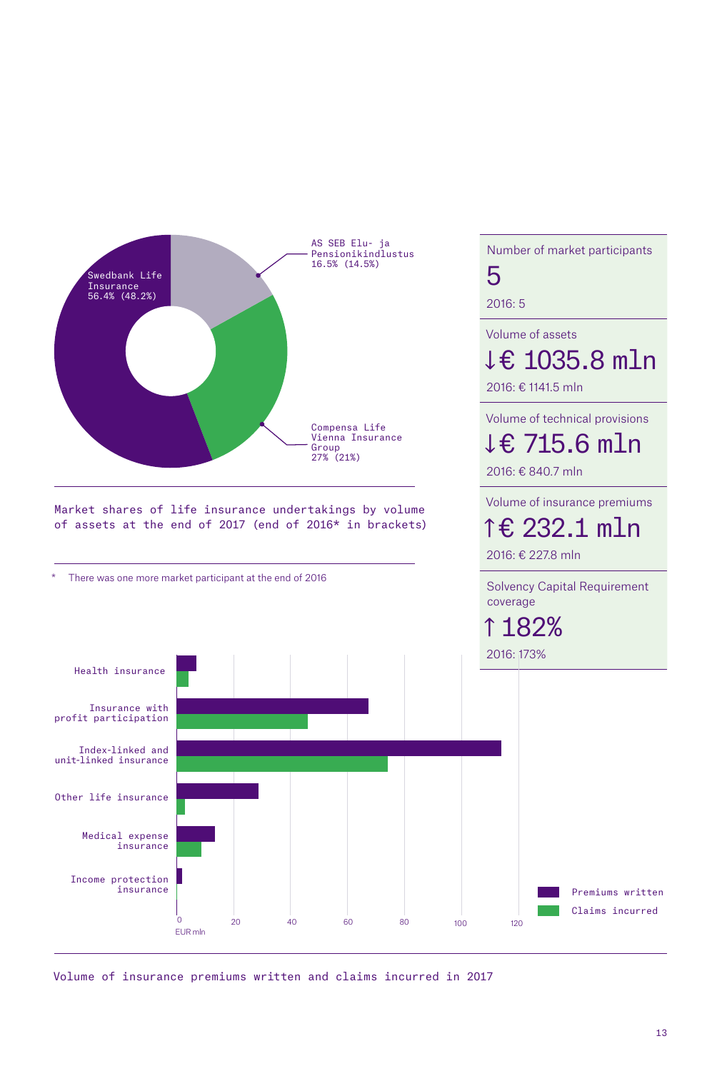Swedbank Life Insurance 56.4% (48.2%)

AS SEB Elu- ja Pensionikindlustus 16.5% (14.5%)

Compensa Life Vienna Insurance Group 27% (21%)

Market shares of life insurance undertakings by volume of assets at the end of 2017 (end of 2016* in brackets)

\* There was one more market participant at the end of 2016

Number of market participants

5

2016: 5

Volume of assets

↓€ 1035.8 mln

2016: € 1141.5 mln

Volume of technical provisions

↓€ 715.6 mln

2016: € 840.7 mln

Volume of insurance premiums

↑€ 232.1 mln

2016: € 227.8 mln

Solvency Capital Requirement coverage

↑182%

2016: 173%

Health insurance

Insurance with profit participation

Index-linked and unit-linked insurance

Other life insurance

Medical expense insurance

Income protection insurance

0 20 40 60 80 100 120

EUR mln

Premiums written

Claims incurred

Volume of insurance premiums written and claims incurred in 2017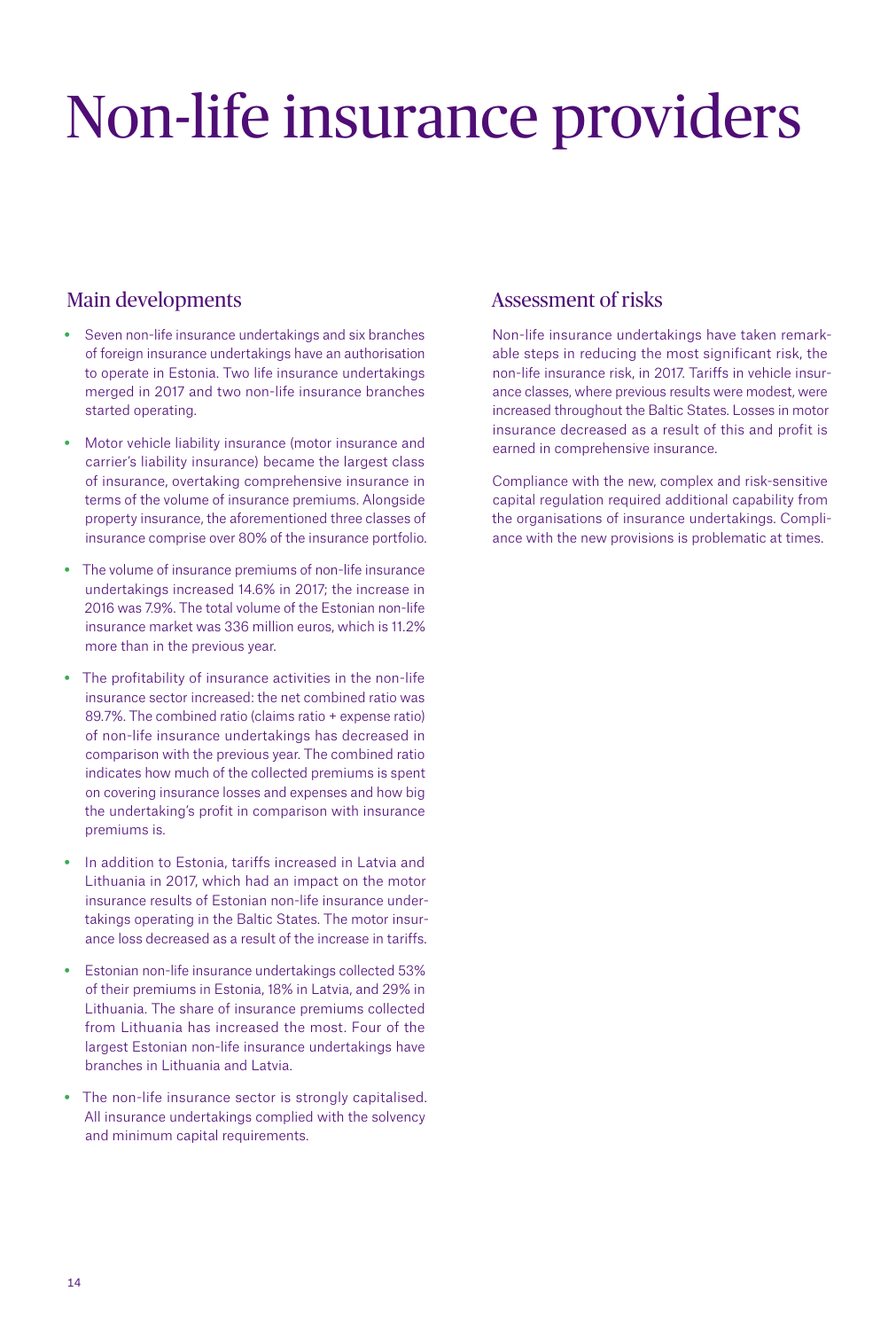# Non-life insurance providers

## Main developments

- Seven non-life insurance undertakings and six branches of foreign insurance undertakings have an authorisation to operate in Estonia. Two life insurance undertakings merged in 2017 and two non-life insurance branches started operating.
- Motor vehicle liability insurance (motor insurance and carrier's liability insurance) became the largest class of insurance, overtaking comprehensive insurance in terms of the volume of insurance premiums. Alongside property insurance, the aforementioned three classes of insurance comprise over 80% of the insurance portfolio.
- The volume of insurance premiums of non-life insurance undertakings increased 14.6% in 2017; the increase in 2016 was 7.9%. The total volume of the Estonian non-life insurance market was 336 million euros, which is 11.2% more than in the previous year.
- The profitability of insurance activities in the non-life insurance sector increased: the net combined ratio was 89.7%. The combined ratio (claims ratio + expense ratio) of non-life insurance undertakings has decreased in comparison with the previous year. The combined ratio indicates how much of the collected premiums is spent on covering insurance losses and expenses and how big the undertaking's profit in comparison with insurance premiums is.
- In addition to Estonia, tariffs increased in Latvia and Lithuania in 2017, which had an impact on the motor insurance results of Estonian non-life insurance undertakings operating in the Baltic States. The motor insurance loss decreased as a result of the increase in tariffs.
- Estonian non-life insurance undertakings collected 53% of their premiums in Estonia, 18% in Latvia, and 29% in Lithuania. The share of insurance premiums collected from Lithuania has increased the most. Four of the largest Estonian non-life insurance undertakings have branches in Lithuania and Latvia.
- The non-life insurance sector is strongly capitalised. All insurance undertakings complied with the solvency and minimum capital requirements.

## Assessment of risks

Non-life insurance undertakings have taken remarkable steps in reducing the most significant risk, the non-life insurance risk, in 2017. Tariffs in vehicle insurance classes, where previous results were modest, were increased throughout the Baltic States. Losses in motor insurance decreased as a result of this and profit is earned in comprehensive insurance.

Compliance with the new, complex and risk-sensitive capital regulation required additional capability from the organisations of insurance undertakings. Compliance with the new provisions is problematic at times.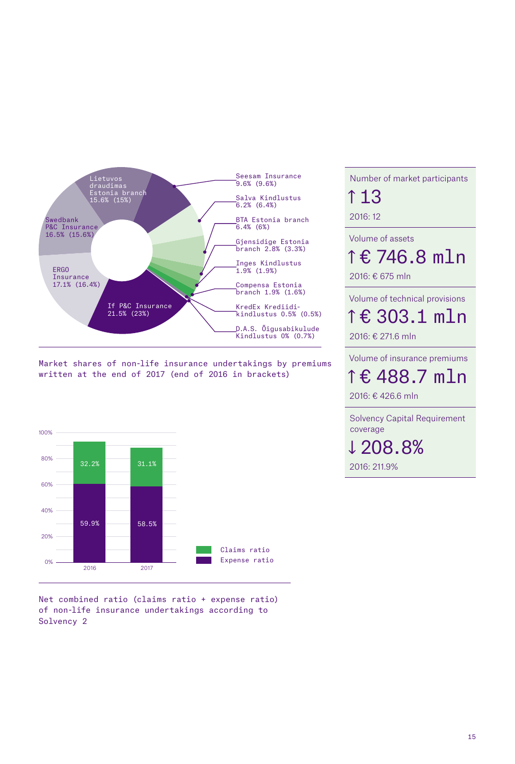| Company | 2017 (2016) |
| --- | --- |
| If P&C Insurance | 21.5% (23%) |
| ERGO Insurance | 17.1% (16.4%) |
| Swedbank P&C Insurance | 16.5% (15.6%) |
| Lietuvos draudimas Estonia branch | 15.6% (15%) |
| Seesam Insurance | 9.6% (9.6%) |
| Salva Kindlustus | 6.2% (6.4%) |
| BTA Estonia branch | 6.4% (6%) |
| Gjensidige Estonia branch | 2.8% (3.3%) |
| Inges Kindlustus | 1.9% (1.9%) |
| Compensa Estonia branch | 1.9% (1.6%) |
| KredEx Krediidi-kindlustus | 0.5% (0.5%) |
| D.A.S. Õigusabikulude Kindlustus | 0% (0.7%) |

Market shares of non-life insurance undertakings by premiums written at the end of 2017 (end of 2016 in brackets)

| | 2016 | 2017 |
| --- | --- | --- |
| Claims ratio | 32.2% | 31.1% |
| Expense ratio | 59.9% | 58.5% |

Net combined ratio (claims ratio + expense ratio) of non-life insurance undertakings according to Solvency 2

Number of market participants

↑ 13

2016: 12

Volume of assets

↑ € 746.8 mln

2016: € 675 mln

Volume of technical provisions

↑ € 303.1 mln

2016: € 271.6 mln

Volume of insurance premiums

↑ € 488.7 mln

2016: € 426.6 mln

Solvency Capital Requirement coverage

↓ 208.8%

2016: 211.9%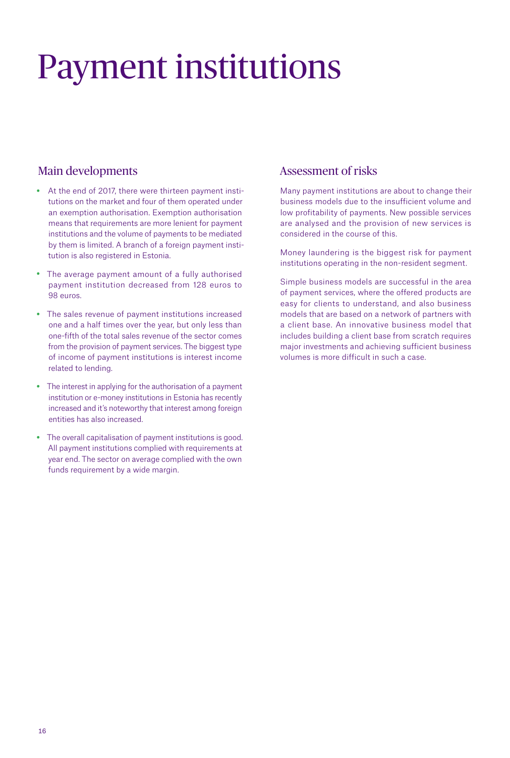# Payment institutions

## Main developments

- At the end of 2017, there were thirteen payment institutions on the market and four of them operated under an exemption authorisation. Exemption authorisation means that requirements are more lenient for payment institutions and the volume of payments to be mediated by them is limited. A branch of a foreign payment institution is also registered in Estonia.
- The average payment amount of a fully authorised payment institution decreased from 128 euros to 98 euros.
- The sales revenue of payment institutions increased one and a half times over the year, but only less than one-fifth of the total sales revenue of the sector comes from the provision of payment services. The biggest type of income of payment institutions is interest income related to lending.
- The interest in applying for the authorisation of a payment institution or e-money institutions in Estonia has recently increased and it's noteworthy that interest among foreign entities has also increased.
- The overall capitalisation of payment institutions is good. All payment institutions complied with requirements at year end. The sector on average complied with the own funds requirement by a wide margin.

## Assessment of risks

Many payment institutions are about to change their business models due to the insufficient volume and low profitability of payments. New possible services are analysed and the provision of new services is considered in the course of this.

Money laundering is the biggest risk for payment institutions operating in the non-resident segment.

Simple business models are successful in the area of payment services, where the offered products are easy for clients to understand, and also business models that are based on a network of partners with a client base. An innovative business model that includes building a client base from scratch requires major investments and achieving sufficient business volumes is more difficult in such a case.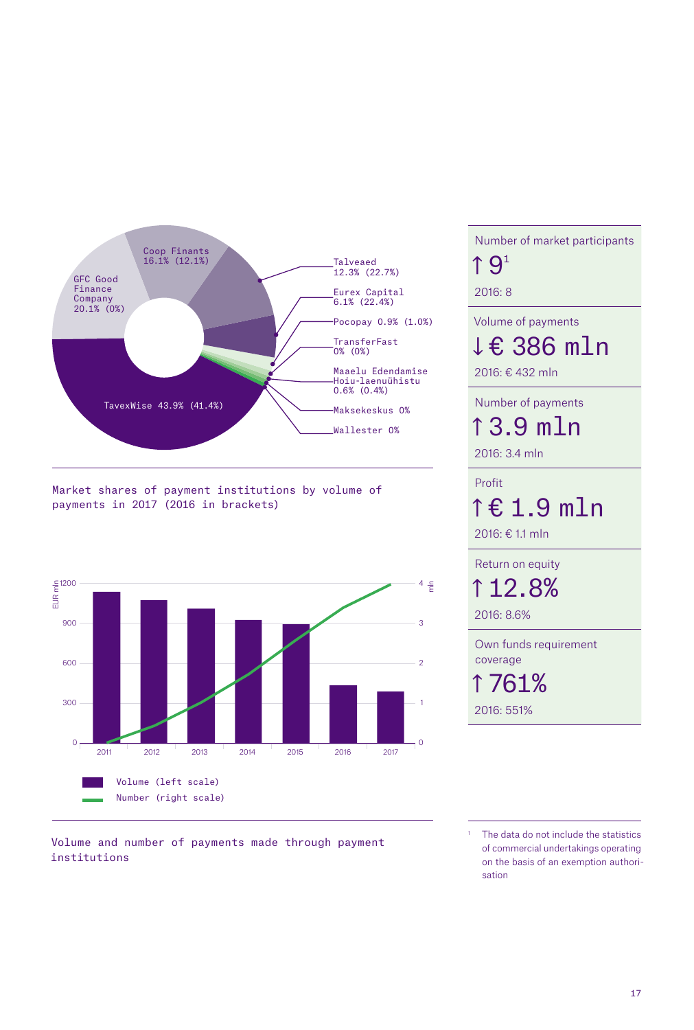Coop Finants 16.1% (12.1%)

GFC Good Finance Company 20.1% (0%)

Talveaed 12.3% (22.7%)

Eurex Capital 6.1% (22.4%)

Pocopay 0.9% (1.0%)

TransferFast 0% (0%)

Maaelu Edendamise Hoiu-laenuühistu 0.6% (0.4%)

Maksekeskus 0%

Wallester 0%

TavexWise 43.9% (41.4%)

Market shares of payment institutions by volume of payments in 2017 (2016 in brackets)

EUR mln: 0, 300, 600, 900, 1200

mln: 0, 1, 2, 3, 4

2011, 2012, 2013, 2014, 2015, 2016, 2017

Volume (left scale)

Number (right scale)

Volume and number of payments made through payment institutions

| | |
|---|---|
| Number of market participants | ↑ 9[1] |
| | 2016: 8 |
| Volume of payments | ↓ € 386 mln |
| | 2016: € 432 mln |
| Number of payments | ↑ 3.9 mln |
| | 2016: 3.4 mln |
| Profit | ↑ € 1.9 mln |
| | 2016: € 1.1 mln |
| Return on equity | ↑ 12.8% |
| | 2016: 8.6% |
| Own funds requirement coverage | ↑ 761% |
| | 2016: 551% |

[1] The data do not include the statistics of commercial undertakings operating on the basis of an exemption authorisation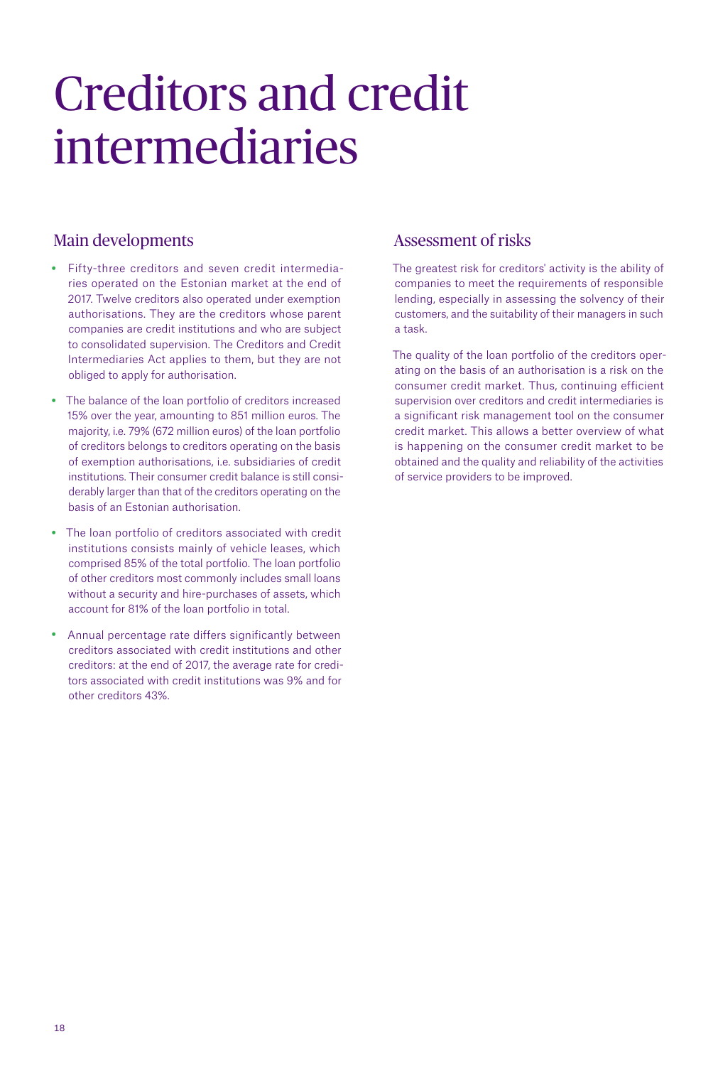# Creditors and credit intermediaries

## Main developments

- Fifty-three creditors and seven credit intermediaries operated on the Estonian market at the end of 2017. Twelve creditors also operated under exemption authorisations. They are the creditors whose parent companies are credit institutions and who are subject to consolidated supervision. The Creditors and Credit Intermediaries Act applies to them, but they are not obliged to apply for authorisation.
- The balance of the loan portfolio of creditors increased 15% over the year, amounting to 851 million euros. The majority, i.e. 79% (672 million euros) of the loan portfolio of creditors belongs to creditors operating on the basis of exemption authorisations, i.e. subsidiaries of credit institutions. Their consumer credit balance is still considerably larger than that of the creditors operating on the basis of an Estonian authorisation.
- The loan portfolio of creditors associated with credit institutions consists mainly of vehicle leases, which comprised 85% of the total portfolio. The loan portfolio of other creditors most commonly includes small loans without a security and hire-purchases of assets, which account for 81% of the loan portfolio in total.
- Annual percentage rate differs significantly between creditors associated with credit institutions and other creditors: at the end of 2017, the average rate for creditors associated with credit institutions was 9% and for other creditors 43%.

## Assessment of risks

The greatest risk for creditors' activity is the ability of companies to meet the requirements of responsible lending, especially in assessing the solvency of their customers, and the suitability of their managers in such a task.

The quality of the loan portfolio of the creditors operating on the basis of an authorisation is a risk on the consumer credit market. Thus, continuing efficient supervision over creditors and credit intermediaries is a significant risk management tool on the consumer credit market. This allows a better overview of what is happening on the consumer credit market to be obtained and the quality and reliability of the activities of service providers to be improved.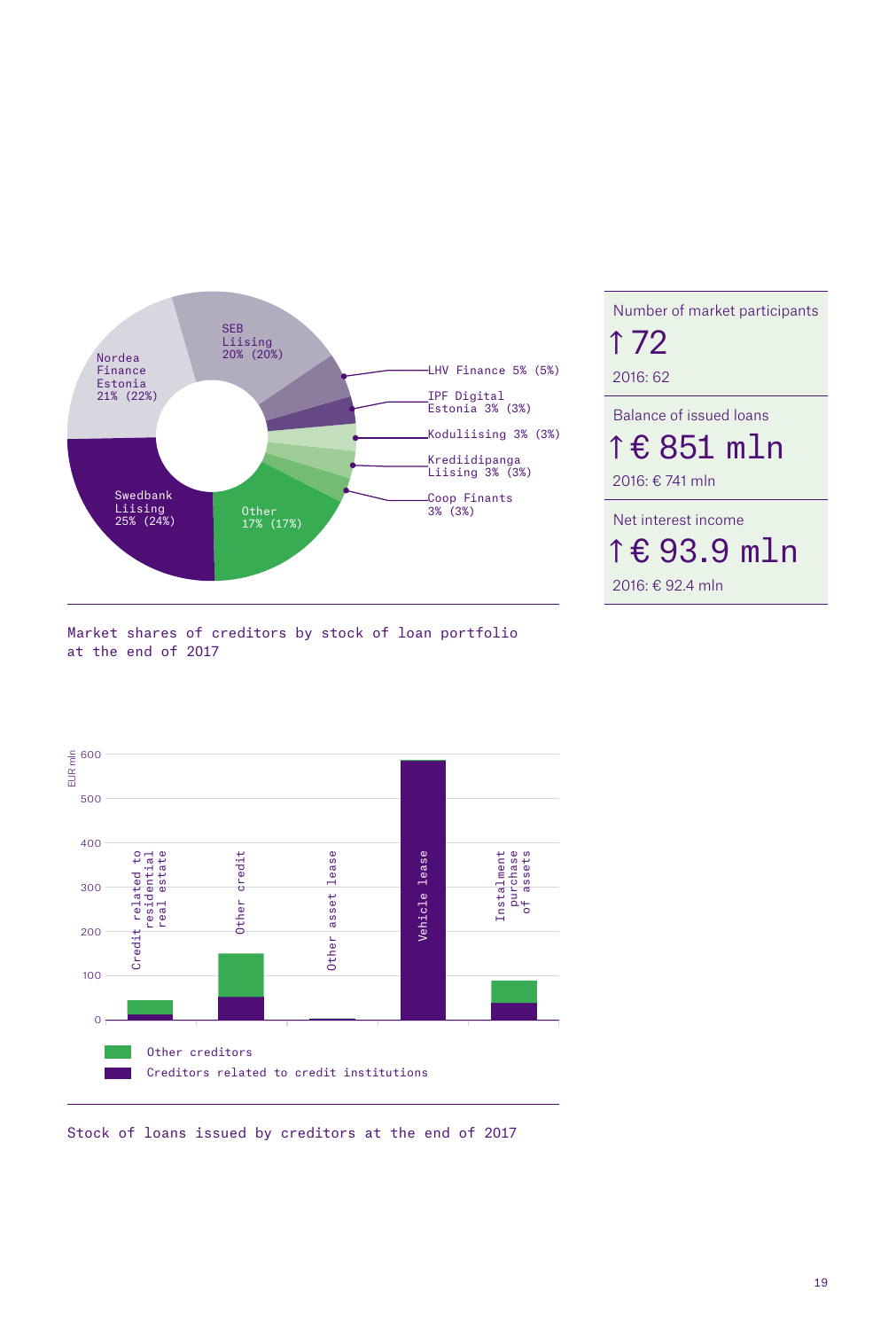Nordea Finance Estonia 21% (22%)

SEB Liising 20% (20%)

LHV Finance 5% (5%)

IPF Digital Estonia 3% (3%)

Koduliising 3% (3%)

Krediidipanga Liising 3% (3%)

Coop Finants 3% (3%)

Other 17% (17%)

Swedbank Liising 25% (24%)

Market shares of creditors by stock of loan portfolio at the end of 2017

Number of market participants

↑ 72

2016: 62

Balance of issued loans

↑ € 851 mln

2016: € 741 mln

Net interest income

↑ € 93.9 mln

2016: € 92.4 mln

EUR mln

600

500

400

300

200

100

0

Credit related to residential real estate

Other credit

Other asset lease

Vehicle lease

Instalment purchase of assets

Other creditors

Creditors related to credit institutions

Stock of loans issued by creditors at the end of 2017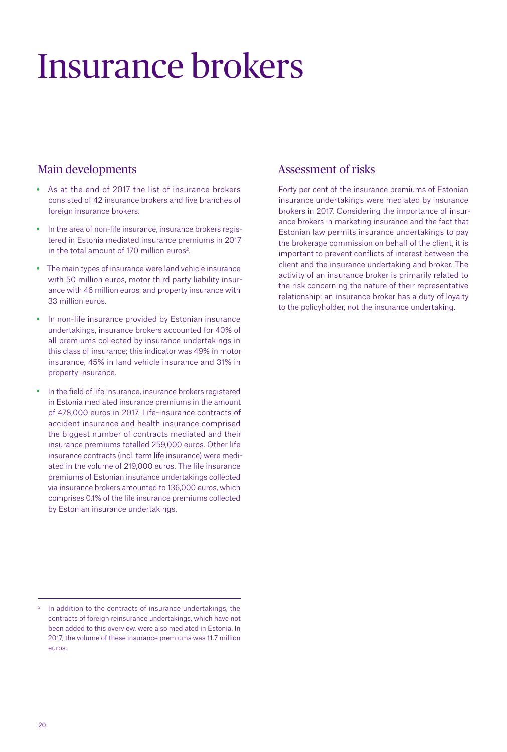# Insurance brokers

## Main developments

- As at the end of 2017 the list of insurance brokers consisted of 42 insurance brokers and five branches of foreign insurance brokers.
- In the area of non-life insurance, insurance brokers registered in Estonia mediated insurance premiums in 2017 in the total amount of 170 million euros[2].
- The main types of insurance were land vehicle insurance with 50 million euros, motor third party liability insurance with 46 million euros, and property insurance with 33 million euros.
- In non-life insurance provided by Estonian insurance undertakings, insurance brokers accounted for 40% of all premiums collected by insurance undertakings in this class of insurance; this indicator was 49% in motor insurance, 45% in land vehicle insurance and 31% in property insurance.
- In the field of life insurance, insurance brokers registered in Estonia mediated insurance premiums in the amount of 478,000 euros in 2017. Life-insurance contracts of accident insurance and health insurance comprised the biggest number of contracts mediated and their insurance premiums totalled 259,000 euros. Other life insurance contracts (incl. term life insurance) were mediated in the volume of 219,000 euros. The life insurance premiums of Estonian insurance undertakings collected via insurance brokers amounted to 136,000 euros, which comprises 0.1% of the life insurance premiums collected by Estonian insurance undertakings.

## Assessment of risks

Forty per cent of the insurance premiums of Estonian insurance undertakings were mediated by insurance brokers in 2017. Considering the importance of insurance brokers in marketing insurance and the fact that Estonian law permits insurance undertakings to pay the brokerage commission on behalf of the client, it is important to prevent conflicts of interest between the client and the insurance undertaking and broker. The activity of an insurance broker is primarily related to the risk concerning the nature of their representative relationship: an insurance broker has a duty of loyalty to the policyholder, not the insurance undertaking.

---

[2] In addition to the contracts of insurance undertakings, the contracts of foreign reinsurance undertakings, which have not been added to this overview, were also mediated in Estonia. In 2017, the volume of these insurance premiums was 11.7 million euros..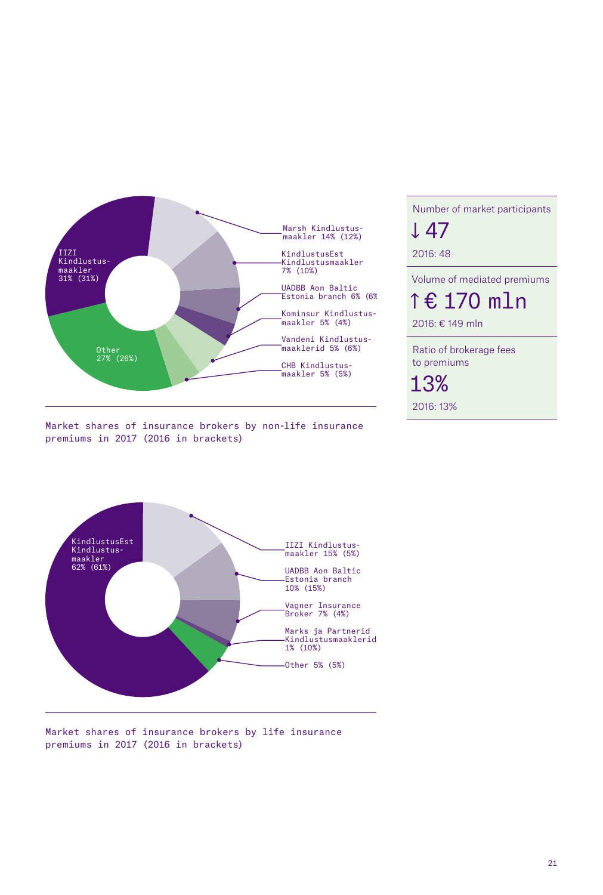IIZI Kindlustus-maakler 31% (31%)

Other 27% (26%)

Marsh Kindlustus-maakler 14% (12%)

KindlustusEst Kindlustusmaakler 7% (10%)

UADBB Aon Baltic Estonia branch 6% (6%

Kominsur Kindlustus-maakler 5% (4%)

Vandeni Kindlustus-maaklerid 5% (6%)

CHB Kindlustus-maakler 5% (5%)

Market shares of insurance brokers by non-life insurance premiums in 2017 (2016 in brackets)

| | |
|---|---|
| Number of market participants | ↓ 47 |
| | 2016: 48 |
| Volume of mediated premiums | ↑ € 170 mln |
| | 2016: € 149 mln |
| Ratio of brokerage fees to premiums | 13% |
| | 2016: 13% |

KindlustusEst Kindlustus-maakler 62% (61%)

IIZI Kindlustus-maakler 15% (5%)

UADBB Aon Baltic Estonia branch 10% (15%)

Vagner Insurance Broker 7% (4%)

Marks ja Partnerid Kindlustusmaaklerid 1% (10%)

Other 5% (5%)

Market shares of insurance brokers by life insurance premiums in 2017 (2016 in brackets)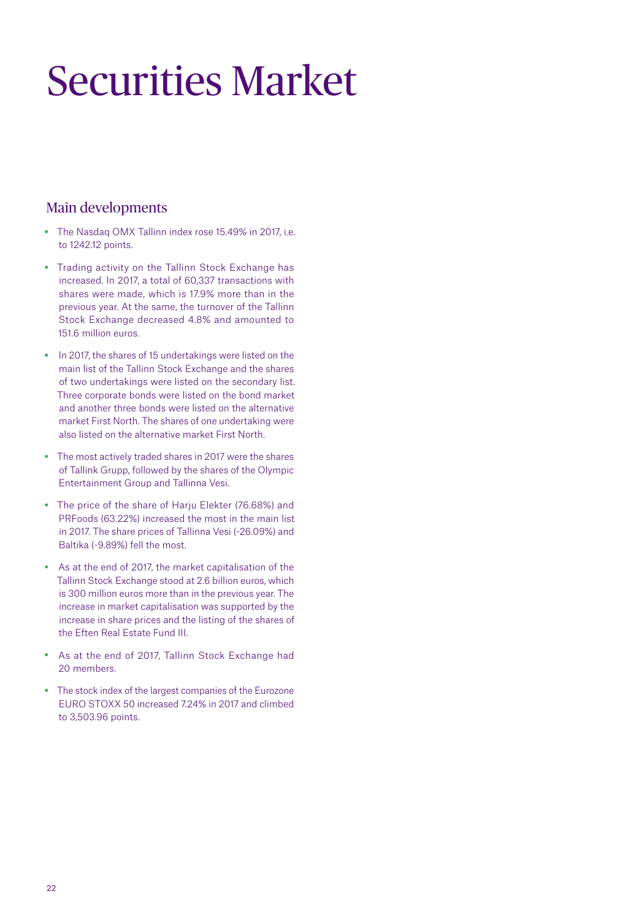# Securities Market

## Main developments

- The Nasdaq OMX Tallinn index rose 15.49% in 2017, i.e. to 1242.12 points.
- Trading activity on the Tallinn Stock Exchange has increased. In 2017, a total of 60,337 transactions with shares were made, which is 17.9% more than in the previous year. At the same, the turnover of the Tallinn Stock Exchange decreased 4.8% and amounted to 151.6 million euros.
- In 2017, the shares of 15 undertakings were listed on the main list of the Tallinn Stock Exchange and the shares of two undertakings were listed on the secondary list. Three corporate bonds were listed on the bond market and another three bonds were listed on the alternative market First North. The shares of one undertaking were also listed on the alternative market First North.
- The most actively traded shares in 2017 were the shares of Tallink Grupp, followed by the shares of the Olympic Entertainment Group and Tallinna Vesi.
- The price of the share of Harju Elekter (76.68%) and PRFoods (63.22%) increased the most in the main list in 2017. The share prices of Tallinna Vesi (-26.09%) and Baltika (-9.89%) fell the most.
- As at the end of 2017, the market capitalisation of the Tallinn Stock Exchange stood at 2.6 billion euros, which is 300 million euros more than in the previous year. The increase in market capitalisation was supported by the increase in share prices and the listing of the shares of the Eften Real Estate Fund III.
- As at the end of 2017, Tallinn Stock Exchange had 20 members.
- The stock index of the largest companies of the Eurozone EURO STOXX 50 increased 7.24% in 2017 and climbed to 3,503.96 points.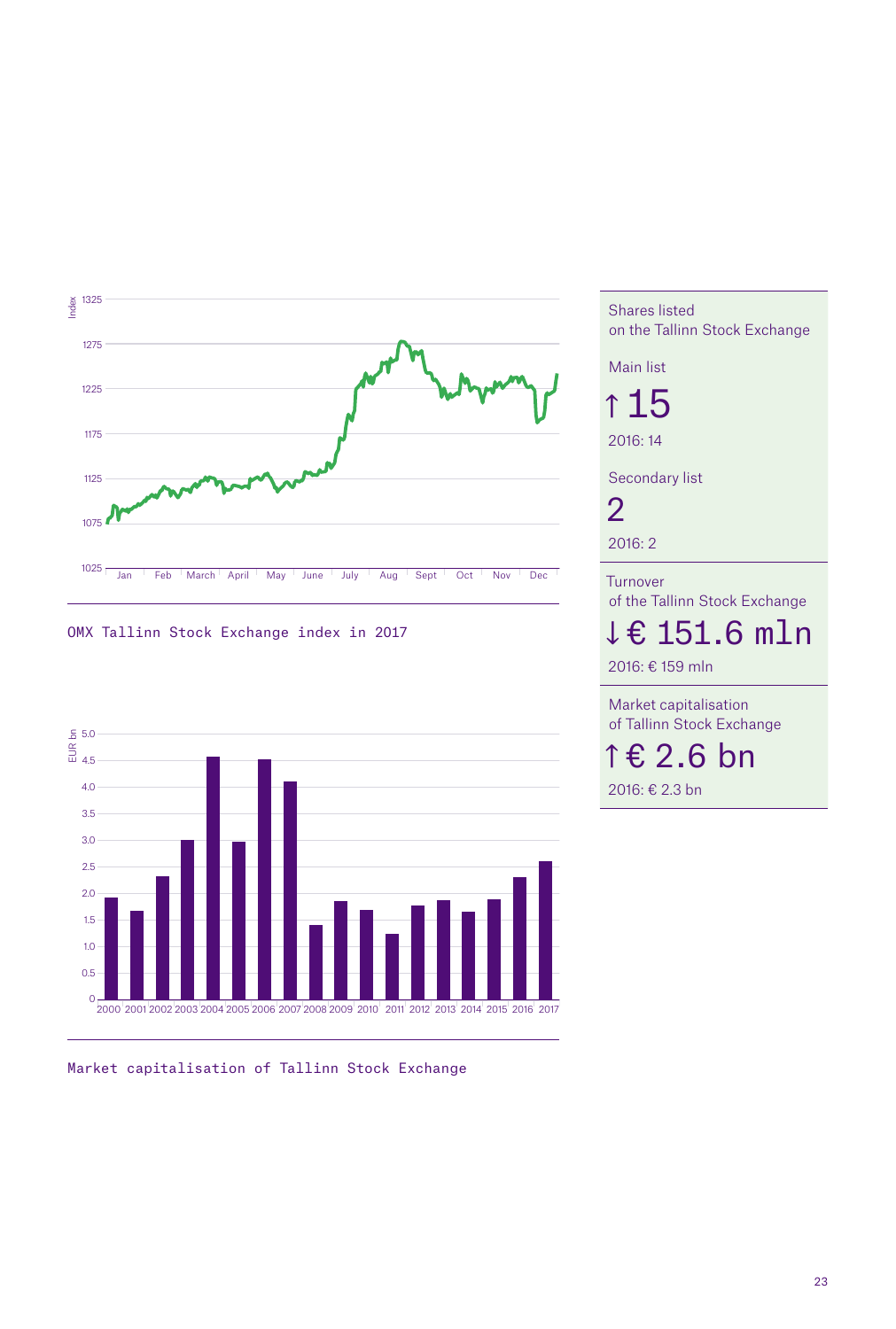Index
1325
1275
1225
1175
1125
1075
1025
Jan Feb March April May June July Aug Sept Oct Nov Dec

OMX Tallinn Stock Exchange index in 2017

EUR bn
5.0
4.5
4.0
3.5
3.0
2.5
2.0
1.5
1.0
0.5
0
2000 2001 2002 2003 2004 2005 2006 2007 2008 2009 2010 2011 2012 2013 2014 2015 2016 2017

Market capitalisation of Tallinn Stock Exchange

Shares listed on the Tallinn Stock Exchange

Main list

↑ 15

2016: 14

Secondary list

2

2016: 2

Turnover of the Tallinn Stock Exchange

↓ € 151.6 mln

2016: € 159 mln

Market capitalisation of Tallinn Stock Exchange

↑ € 2.6 bn

2016: € 2.3 bn